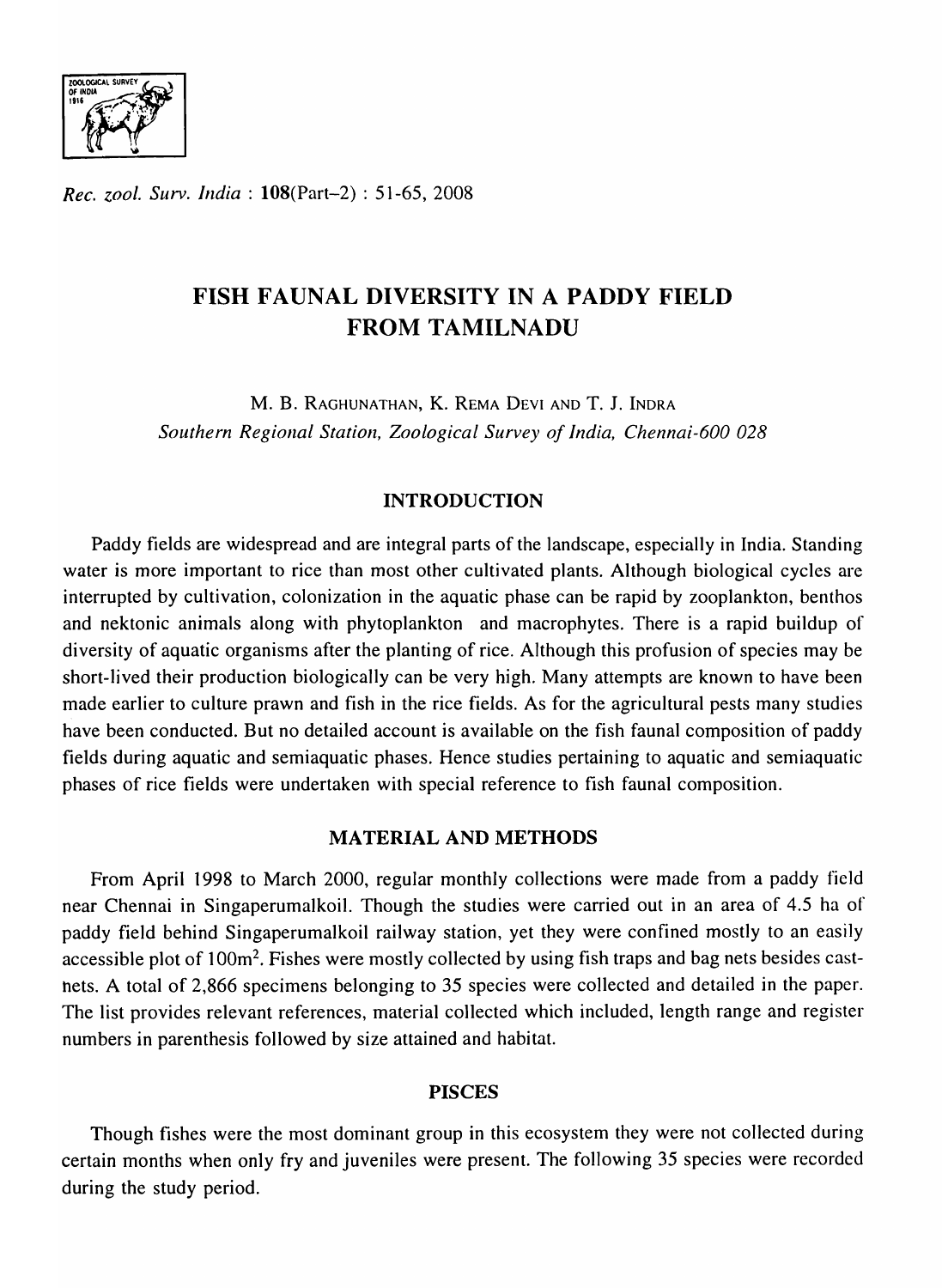*Rec. zool. Surv. India* : **108**(Part-2) : 51-65, 2008

# FISH FAUNAL DIVERSITY IN A PADDY FIELD FROM TAMILNADU

M. B. Raghunathan, K. Rema Devi and T. J. Indra
*Southern Regional Station, Zoological Survey of India, Chennai-600 028*

## INTRODUCTION

Paddy fields are widespread and are integral parts of the landscape, especially in India. Standing water is more important to rice than most other cultivated plants. Although biological cycles are interrupted by cultivation, colonization in the aquatic phase can be rapid by zooplankton, benthos and nektonic animals along with phytoplankton and macrophytes. There is a rapid buildup of diversity of aquatic organisms after the planting of rice. Although this profusion of species may be short-lived their production biologically can be very high. Many attempts are known to have been made earlier to culture prawn and fish in the rice fields. As for the agricultural pests many studies have been conducted. But no detailed account is available on the fish faunal composition of paddy fields during aquatic and semiaquatic phases. Hence studies pertaining to aquatic and semiaquatic phases of rice fields were undertaken with special reference to fish faunal composition.

## MATERIAL AND METHODS

From April 1998 to March 2000, regular monthly collections were made from a paddy field near Chennai in Singaperumalkoil. Though the studies were carried out in an area of 4.5 ha of paddy field behind Singaperumalkoil railway station, yet they were confined mostly to an easily accessible plot of $100m^2$. Fishes were mostly collected by using fish traps and bag nets besides cast-nets. A total of 2,866 specimens belonging to 35 species were collected and detailed in the paper. The list provides relevant references, material collected which included, length range and register numbers in parenthesis followed by size attained and habitat.

## PISCES

Though fishes were the most dominant group in this ecosystem they were not collected during certain months when only fry and juveniles were present. The following 35 species were recorded during the study period.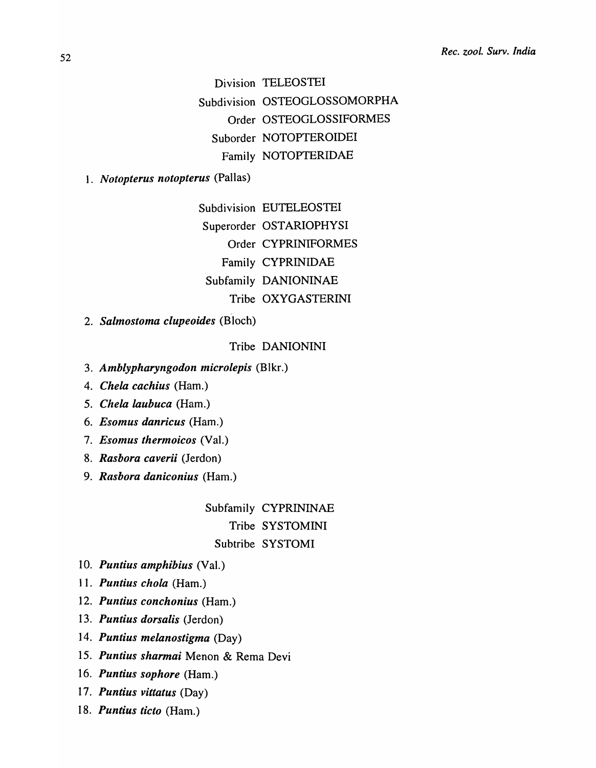Division TELEOSTEI

Subdivision OSTEOGLOSSOMORPHA

Order OSTEOGLOSSIFORMES

Suborder NOTOPTEROIDEI

Family NOTOPTERIDAE

1. ***Notopterus notopterus*** (Pallas)

Subdivision EUTELEOSTEI

Superorder OSTARIOPHYSI

Order CYPRINIFORMES

Family CYPRINIDAE

Subfamily DANIONINAE

Tribe OXYGASTERINI

2. ***Salmostoma clupeoides*** (Bloch)

Tribe DANIONINI

3. ***Amblypharyngodon microlepis*** (Blkr.)
4. ***Chela cachius*** (Ham.)
5. ***Chela laubuca*** (Ham.)
6. ***Esomus danricus*** (Ham.)
7. ***Esomus thermoicos*** (Val.)
8. ***Rasbora caverii*** (Jerdon)
9. ***Rasbora daniconius*** (Ham.)

Subfamily CYPRININAE

Tribe SYSTOMINI

Subtribe SYSTOMI

10. ***Puntius amphibius*** (Val.)
11. ***Puntius chola*** (Ham.)
12. ***Puntius conchonius*** (Ham.)
13. ***Puntius dorsalis*** (Jerdon)
14. ***Puntius melanostigma*** (Day)
15. ***Puntius sharmai*** Menon & Rema Devi
16. ***Puntius sophore*** (Ham.)
17. ***Puntius vittatus*** (Day)
18. ***Puntius ticto*** (Ham.)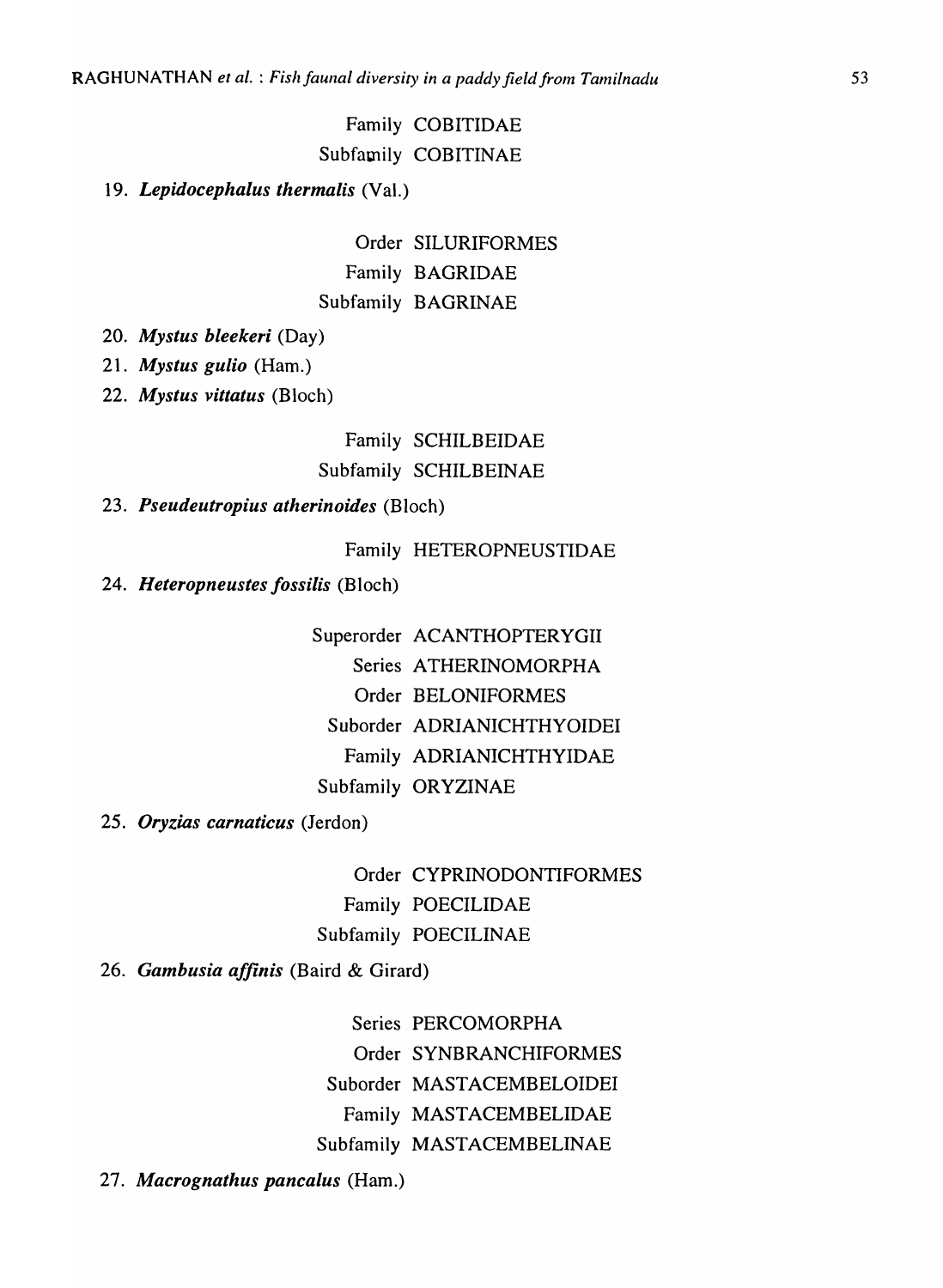Family COBITIDAE

Subfamily COBITINAE

19. ***Lepidocephalus thermalis*** (Val.)

Order SILURIFORMES

Family BAGRIDAE

Subfamily BAGRINAE

20. ***Mystus bleekeri*** (Day)
21. ***Mystus gulio*** (Ham.)
22. ***Mystus vittatus*** (Bloch)

Family SCHILBEIDAE

Subfamily SCHILBEINAE

23. ***Pseudeutropius atherinoides*** (Bloch)

Family HETEROPNEUSTIDAE

24. ***Heteropneustes fossilis*** (Bloch)

Superorder ACANTHOPTERYGII

Series ATHERINOMORPHA

Order BELONIFORMES

Suborder ADRIANICHTHYOIDEI

Family ADRIANICHTHYIDAE

Subfamily ORYZINAE

25. ***Oryzias carnaticus*** (Jerdon)

Order CYPRINODONTIFORMES

Family POECILIDAE

Subfamily POECILINAE

26. ***Gambusia affinis*** (Baird & Girard)

Series PERCOMORPHA

Order SYNBRANCHIFORMES

Suborder MASTACEMBELOIDEI

Family MASTACEMBELIDAE

Subfamily MASTACEMBELINAE

27. ***Macrognathus pancalus*** (Ham.)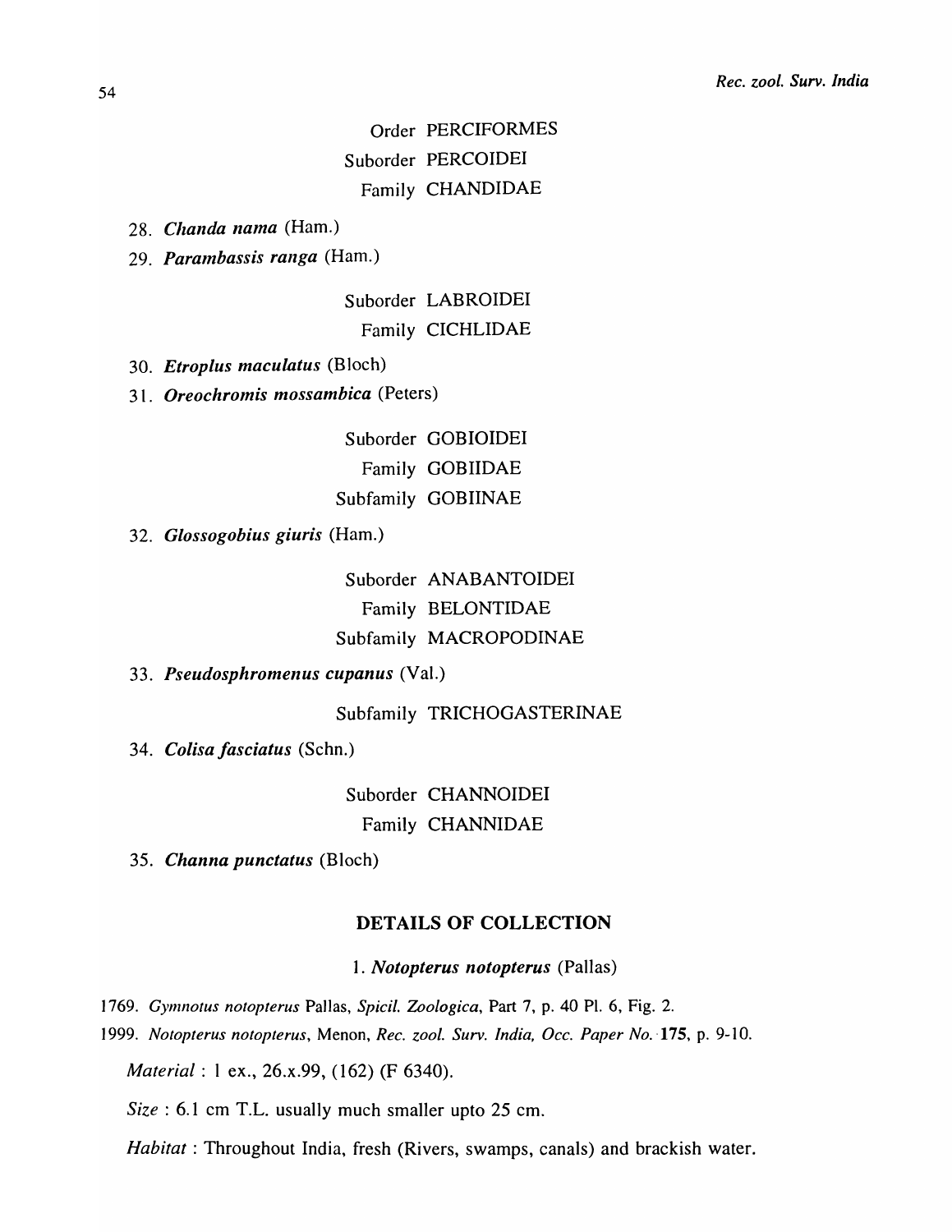Order PERCIFORMES

Suborder PERCOIDEI

Family CHANDIDAE

28. ***Chanda nama*** (Ham.)
29. ***Parambassis ranga*** (Ham.)

Suborder LABROIDEI

Family CICHLIDAE

30. ***Etroplus maculatus*** (Bloch)
31. ***Oreochromis mossambica*** (Peters)

Suborder GOBIOIDEI

Family GOBIIDAE

Subfamily GOBIINAE

32. ***Glossogobius giuris*** (Ham.)

Suborder ANABANTOIDEI

Family BELONTIDAE

Subfamily MACROPODINAE

33. ***Pseudosphromenus cupanus*** (Val.)

Subfamily TRICHOGASTERINAE

34. ***Colisa fasciatus*** (Schn.)

Suborder CHANNOIDEI

Family CHANNIDAE

35. ***Channa punctatus*** (Bloch)

## DETAILS OF COLLECTION

### 1. *Notopterus notopterus* (Pallas)

1769. *Gymnotus notopterus* Pallas, *Spicil. Zoologica*, Part 7, p. 40 Pl. 6, Fig. 2.

1999. *Notopterus notopterus*, Menon, *Rec. zool. Surv. India, Occ. Paper No.* **175**, p. 9-10.

*Material* : 1 ex., 26.x.99, (162) (F 6340).

*Size* : 6.1 cm T.L. usually much smaller upto 25 cm.

*Habitat* : Throughout India, fresh (Rivers, swamps, canals) and brackish water.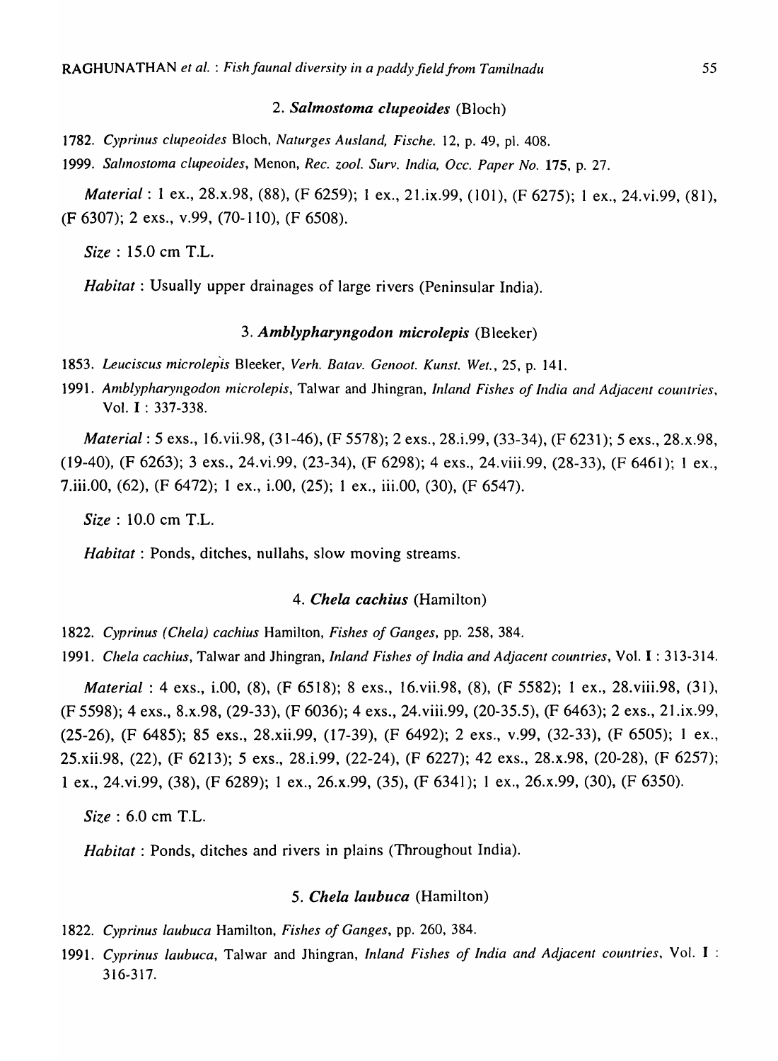### 2. ***Salmostoma clupeoides*** (Bloch)

1782. *Cyprinus clupeoides* Bloch, *Naturges Ausland, Fische.* 12, p. 49, pl. 408.

1999. *Salmostoma clupeoides*, Menon, *Rec. zool. Surv. India, Occ. Paper No.* **175**, p. 27.

*Material* : 1 ex., 28.x.98, (88), (F 6259); 1 ex., 21.ix.99, (101), (F 6275); 1 ex., 24.vi.99, (81), (F 6307); 2 exs., v.99, (70-110), (F 6508).

*Size* : 15.0 cm T.L.

*Habitat* : Usually upper drainages of large rivers (Peninsular India).

### 3. ***Amblypharyngodon microlepis*** (Bleeker)

1853. *Leuciscus microlepis* Bleeker, *Verh. Batav. Genoot. Kunst. Wet.*, 25, p. 141.

1991. *Amblypharyngodon microlepis*, Talwar and Jhingran, *Inland Fishes of India and Adjacent countries*, Vol. **I** : 337-338.

*Material* : 5 exs., 16.vii.98, (31-46), (F 5578); 2 exs., 28.i.99, (33-34), (F 6231); 5 exs., 28.x.98, (19-40), (F 6263); 3 exs., 24.vi.99, (23-34), (F 6298); 4 exs., 24.viii.99, (28-33), (F 6461); 1 ex., 7.iii.00, (62), (F 6472); 1 ex., i.00, (25); 1 ex., iii.00, (30), (F 6547).

*Size* : 10.0 cm T.L.

*Habitat* : Ponds, ditches, nullahs, slow moving streams.

### 4. ***Chela cachius*** (Hamilton)

1822. *Cyprinus (Chela) cachius* Hamilton, *Fishes of Ganges*, pp. 258, 384.

1991. *Chela cachius*, Talwar and Jhingran, *Inland Fishes of India and Adjacent countries*, Vol. **I** : 313-314.

*Material* : 4 exs., i.00, (8), (F 6518); 8 exs., 16.vii.98, (8), (F 5582); 1 ex., 28.viii.98, (31), (F 5598); 4 exs., 8.x.98, (29-33), (F 6036); 4 exs., 24.viii.99, (20-35.5), (F 6463); 2 exs., 21.ix.99, (25-26), (F 6485); 85 exs., 28.xii.99, (17-39), (F 6492); 2 exs., v.99, (32-33), (F 6505); 1 ex., 25.xii.98, (22), (F 6213); 5 exs., 28.i.99, (22-24), (F 6227); 42 exs., 28.x.98, (20-28), (F 6257); 1 ex., 24.vi.99, (38), (F 6289); 1 ex., 26.x.99, (35), (F 6341); 1 ex., 26.x.99, (30), (F 6350).

*Size* : 6.0 cm T.L.

*Habitat* : Ponds, ditches and rivers in plains (Throughout India).

### 5. ***Chela laubuca*** (Hamilton)

1822. *Cyprinus laubuca* Hamilton, *Fishes of Ganges*, pp. 260, 384.

1991. *Cyprinus laubuca*, Talwar and Jhingran, *Inland Fishes of India and Adjacent countries*, Vol. **I** : 316-317.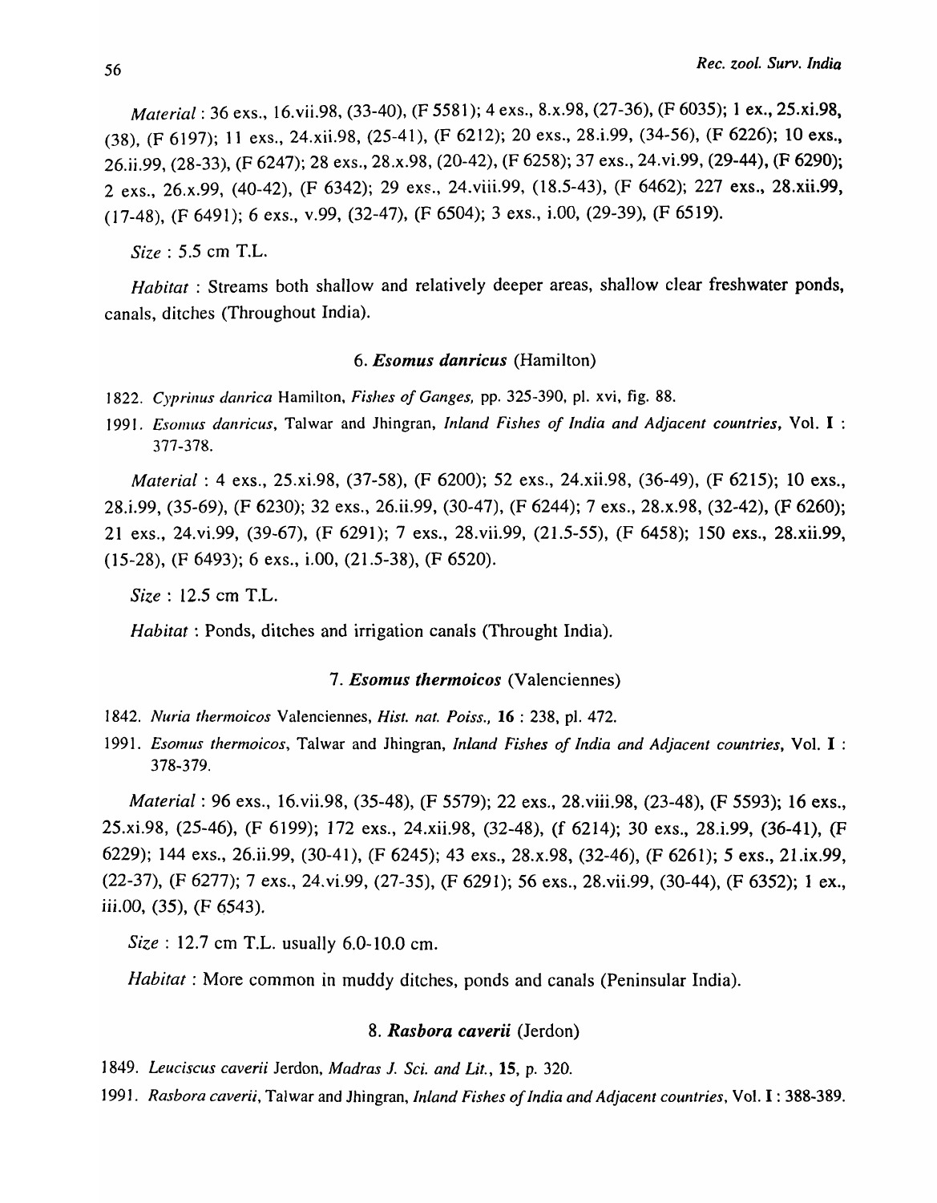*Material* : 36 exs., 16.vii.98, (33-40), (F 5581); 4 exs., 8.x.98, (27-36), (F 6035); 1 ex., 25.xi.98, (38), (F 6197); 11 exs., 24.xii.98, (25-41), (F 6212); 20 exs., 28.i.99, (34-56), (F 6226); 10 exs., 26.ii.99, (28-33), (F 6247); 28 exs., 28.x.98, (20-42), (F 6258); 37 exs., 24.vi.99, (29-44), (F 6290); 2 exs., 26.x.99, (40-42), (F 6342); 29 exs., 24.viii.99, (18.5-43), (F 6462); 227 exs., 28.xii.99, (17-48), (F 6491); 6 exs., v.99, (32-47), (F 6504); 3 exs., i.00, (29-39), (F 6519).

*Size* : 5.5 cm T.L.

*Habitat* : Streams both shallow and relatively deeper areas, shallow clear freshwater ponds, canals, ditches (Throughout India).

### 6. ***Esomus danricus*** (Hamilton)

1822. *Cyprinus danrica* Hamilton, *Fishes of Ganges,* pp. 325-390, pl. xvi, fig. 88.

1991. *Esomus danricus*, Talwar and Jhingran, *Inland Fishes of India and Adjacent countries,* Vol. I : 377-378.

*Material* : 4 exs., 25.xi.98, (37-58), (F 6200); 52 exs., 24.xii.98, (36-49), (F 6215); 10 exs., 28.i.99, (35-69), (F 6230); 32 exs., 26.ii.99, (30-47), (F 6244); 7 exs., 28.x.98, (32-42), (F 6260); 21 exs., 24.vi.99, (39-67), (F 6291); 7 exs., 28.vii.99, (21.5-55), (F 6458); 150 exs., 28.xii.99, (15-28), (F 6493); 6 exs., i.00, (21.5-38), (F 6520).

*Size* : 12.5 cm T.L.

*Habitat* : Ponds, ditches and irrigation canals (Throught India).

### 7. ***Esomus thermoicos*** (Valenciennes)

1842. *Nuria thermoicos* Valenciennes, *Hist. nat. Poiss.,* **16** : 238, pl. 472.

1991. *Esomus thermoicos*, Talwar and Jhingran, *Inland Fishes of India and Adjacent countries,* Vol. I : 378-379.

*Material* : 96 exs., 16.vii.98, (35-48), (F 5579); 22 exs., 28.viii.98, (23-48), (F 5593); 16 exs., 25.xi.98, (25-46), (F 6199); 172 exs., 24.xii.98, (32-48), (f 6214); 30 exs., 28.i.99, (36-41), (F 6229); 144 exs., 26.ii.99, (30-41), (F 6245); 43 exs., 28.x.98, (32-46), (F 6261); 5 exs., 21.ix.99, (22-37), (F 6277); 7 exs., 24.vi.99, (27-35), (F 6291); 56 exs., 28.vii.99, (30-44), (F 6352); 1 ex., iii.00, (35), (F 6543).

*Size* : 12.7 cm T.L. usually 6.0-10.0 cm.

*Habitat* : More common in muddy ditches, ponds and canals (Peninsular India).

### 8. ***Rasbora caverii*** (Jerdon)

1849. *Leuciscus caverii* Jerdon, *Madras J. Sci. and Lit.,* **15**, p. 320.

1991. *Rasbora caverii*, Talwar and Jhingran, *Inland Fishes of India and Adjacent countries,* Vol. I : 388-389.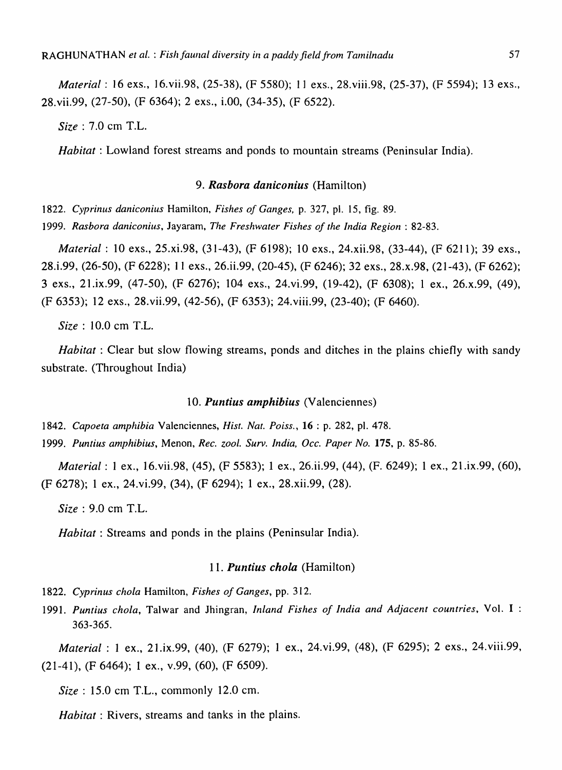*Material* : 16 exs., 16.vii.98, (25-38), (F 5580); 11 exs., 28.viii.98, (25-37), (F 5594); 13 exs., 28.vii.99, (27-50), (F 6364); 2 exs., i.00, (34-35), (F 6522).

*Size* : 7.0 cm T.L.

*Habitat* : Lowland forest streams and ponds to mountain streams (Peninsular India).

### 9. *Rasbora daniconius* (Hamilton)

1822. *Cyprinus daniconius* Hamilton, *Fishes of Ganges,* p. 327, pl. 15, fig. 89.

1999. *Rasbora daniconius*, Jayaram, *The Freshwater Fishes of the India Region* : 82-83.

*Material* : 10 exs., 25.xi.98, (31-43), (F 6198); 10 exs., 24.xii.98, (33-44), (F 6211); 39 exs., 28.i.99, (26-50), (F 6228); 11 exs., 26.ii.99, (20-45), (F 6246); 32 exs., 28.x.98, (21-43), (F 6262); 3 exs., 21.ix.99, (47-50), (F 6276); 104 exs., 24.vi.99, (19-42), (F 6308); 1 ex., 26.x.99, (49), (F 6353); 12 exs., 28.vii.99, (42-56), (F 6353); 24.viii.99, (23-40); (F 6460).

*Size* : 10.0 cm T.L.

*Habitat* : Clear but slow flowing streams, ponds and ditches in the plains chiefly with sandy substrate. (Throughout India)

### 10. *Puntius amphibius* (Valenciennes)

1842. *Capoeta amphibia* Valenciennes, *Hist. Nat. Poiss.*, **16** : p. 282, pl. 478.

1999. *Puntius amphibius*, Menon, *Rec. zool. Surv. India, Occ. Paper No.* **175**, p. 85-86.

*Material* : 1 ex., 16.vii.98, (45), (F 5583); 1 ex., 26.ii.99, (44), (F. 6249); 1 ex., 21.ix.99, (60), (F 6278); 1 ex., 24.vi.99, (34), (F 6294); 1 ex., 28.xii.99, (28).

*Size* : 9.0 cm T.L.

*Habitat* : Streams and ponds in the plains (Peninsular India).

### 11. *Puntius chola* (Hamilton)

1822. *Cyprinus chola* Hamilton, *Fishes of Ganges*, pp. 312.

1991. *Puntius chola*, Talwar and Jhingran, *Inland Fishes of India and Adjacent countries*, Vol. I : 363-365.

*Material* : 1 ex., 21.ix.99, (40), (F 6279); 1 ex., 24.vi.99, (48), (F 6295); 2 exs., 24.viii.99, (21-41), (F 6464); 1 ex., v.99, (60), (F 6509).

*Size* : 15.0 cm T.L., commonly 12.0 cm.

*Habitat* : Rivers, streams and tanks in the plains.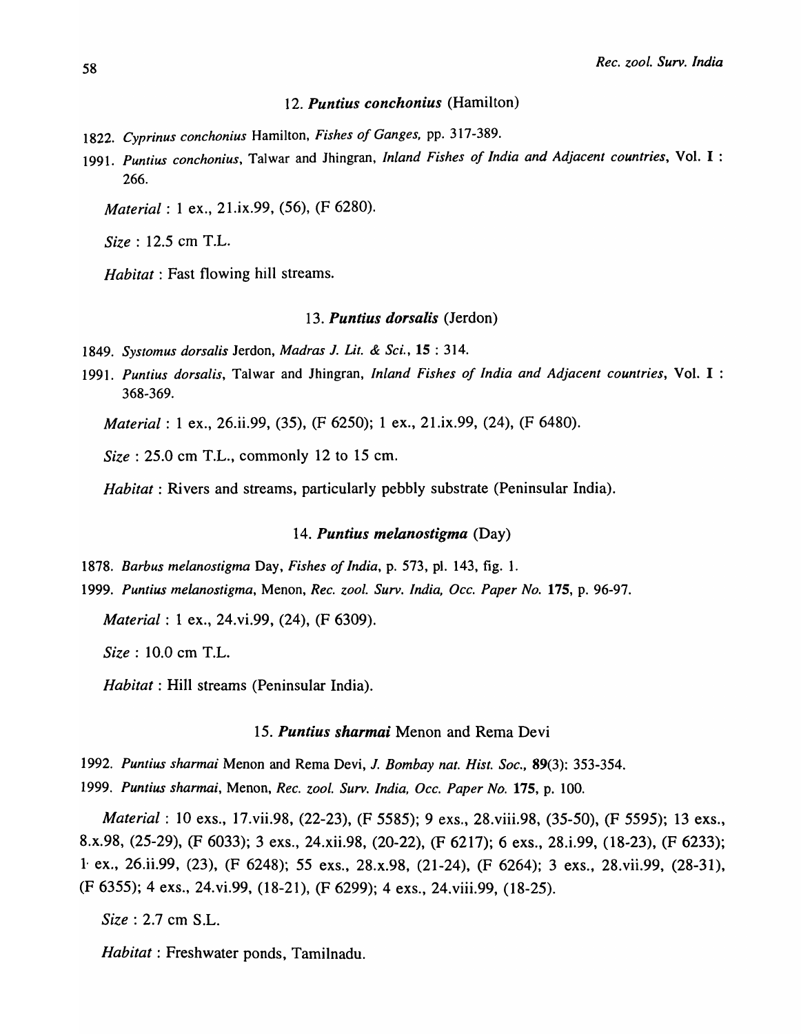### 12. *Puntius conchonius* (Hamilton)

1822. *Cyprinus conchonius* Hamilton, *Fishes of Ganges*, pp. 317-389.

1991. *Puntius conchonius*, Talwar and Jhingran, *Inland Fishes of India and Adjacent countries*, Vol. **I** : 266.

*Material* : 1 ex., 21.ix.99, (56), (F 6280).

*Size* : 12.5 cm T.L.

*Habitat* : Fast flowing hill streams.

### 13. *Puntius dorsalis* (Jerdon)

1849. *Systomus dorsalis* Jerdon, *Madras J. Lit. & Sci.*, **15** : 314.

1991. *Puntius dorsalis*, Talwar and Jhingran, *Inland Fishes of India and Adjacent countries*, Vol. **I** : 368-369.

*Material* : 1 ex., 26.ii.99, (35), (F 6250); 1 ex., 21.ix.99, (24), (F 6480).

*Size* : 25.0 cm T.L., commonly 12 to 15 cm.

*Habitat* : Rivers and streams, particularly pebbly substrate (Peninsular India).

### 14. *Puntius melanostigma* (Day)

1878. *Barbus melanostigma* Day, *Fishes of India*, p. 573, pl. 143, fig. 1.

1999. *Puntius melanostigma*, Menon, *Rec. zool. Surv. India, Occ. Paper No.* **175**, p. 96-97.

*Material* : 1 ex., 24.vi.99, (24), (F 6309).

*Size* : 10.0 cm T.L.

*Habitat* : Hill streams (Peninsular India).

### 15. *Puntius sharmai* Menon and Rema Devi

1992. *Puntius sharmai* Menon and Rema Devi, *J. Bombay nat. Hist. Soc.*, **89**(3): 353-354.

1999. *Puntius sharmai*, Menon, *Rec. zool. Surv. India, Occ. Paper No.* **175**, p. 100.

*Material* : 10 exs., 17.vii.98, (22-23), (F 5585); 9 exs., 28.viii.98, (35-50), (F 5595); 13 exs., 8.x.98, (25-29), (F 6033); 3 exs., 24.xii.98, (20-22), (F 6217); 6 exs., 28.i.99, (18-23), (F 6233); 1 ex., 26.ii.99, (23), (F 6248); 55 exs., 28.x.98, (21-24), (F 6264); 3 exs., 28.vii.99, (28-31), (F 6355); 4 exs., 24.vi.99, (18-21), (F 6299); 4 exs., 24.viii.99, (18-25).

*Size* : 2.7 cm S.L.

*Habitat* : Freshwater ponds, Tamilnadu.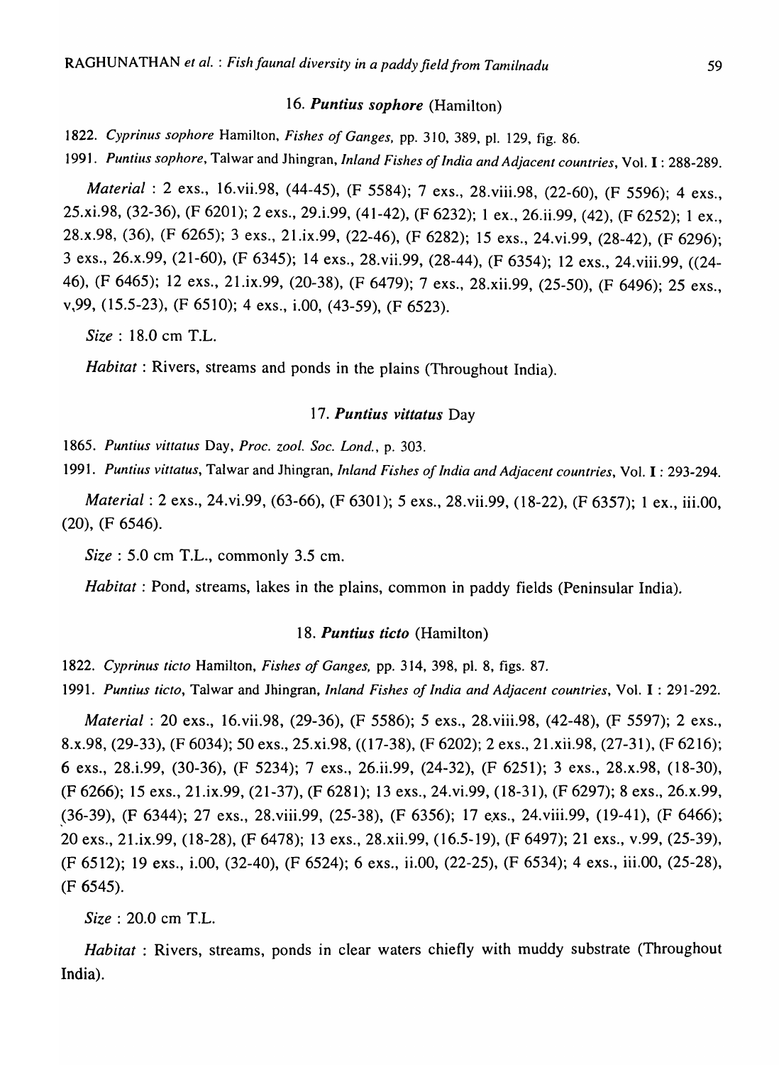### 16. *Puntius sophore* (Hamilton)

1822. *Cyprinus sophore* Hamilton, *Fishes of Ganges*, pp. 310, 389, pl. 129, fig. 86.

1991. *Puntius sophore*, Talwar and Jhingran, *Inland Fishes of India and Adjacent countries*, Vol. I : 288-289.

*Material* : 2 exs., 16.vii.98, (44-45), (F 5584); 7 exs., 28.viii.98, (22-60), (F 5596); 4 exs., 25.xi.98, (32-36), (F 6201); 2 exs., 29.i.99, (41-42), (F 6232); 1 ex., 26.ii.99, (42), (F 6252); 1 ex., 28.x.98, (36), (F 6265); 3 exs., 21.ix.99, (22-46), (F 6282); 15 exs., 24.vi.99, (28-42), (F 6296); 3 exs., 26.x.99, (21-60), (F 6345); 14 exs., 28.vii.99, (28-44), (F 6354); 12 exs., 24.viii.99, ((24-46), (F 6465); 12 exs., 21.ix.99, (20-38), (F 6479); 7 exs., 28.xii.99, (25-50), (F 6496); 25 exs., v,99, (15.5-23), (F 6510); 4 exs., i.00, (43-59), (F 6523).

*Size* : 18.0 cm T.L.

*Habitat* : Rivers, streams and ponds in the plains (Throughout India).

### 17. *Puntius vittatus* Day

1865. *Puntius vittatus* Day, *Proc. zool. Soc. Lond.*, p. 303.

1991. *Puntius vittatus*, Talwar and Jhingran, *Inland Fishes of India and Adjacent countries*, Vol. I : 293-294.

*Material* : 2 exs., 24.vi.99, (63-66), (F 6301); 5 exs., 28.vii.99, (18-22), (F 6357); 1 ex., iii.00, (20), (F 6546).

*Size* : 5.0 cm T.L., commonly 3.5 cm.

*Habitat* : Pond, streams, lakes in the plains, common in paddy fields (Peninsular India).

### 18. *Puntius ticto* (Hamilton)

1822. *Cyprinus ticto* Hamilton, *Fishes of Ganges*, pp. 314, 398, pl. 8, figs. 87.

1991. *Puntius ticto*, Talwar and Jhingran, *Inland Fishes of India and Adjacent countries*, Vol. I : 291-292.

*Material* : 20 exs., 16.vii.98, (29-36), (F 5586); 5 exs., 28.viii.98, (42-48), (F 5597); 2 exs., 8.x.98, (29-33), (F 6034); 50 exs., 25.xi.98, ((17-38), (F 6202); 2 exs., 21.xii.98, (27-31), (F 6216); 6 exs., 28.i.99, (30-36), (F 5234); 7 exs., 26.ii.99, (24-32), (F 6251); 3 exs., 28.x.98, (18-30), (F 6266); 15 exs., 21.ix.99, (21-37), (F 6281); 13 exs., 24.vi.99, (18-31), (F 6297); 8 exs., 26.x.99, (36-39), (F 6344); 27 exs., 28.viii.99, (25-38), (F 6356); 17 exs., 24.viii.99, (19-41), (F 6466); 20 exs., 21.ix.99, (18-28), (F 6478); 13 exs., 28.xii.99, (16.5-19), (F 6497); 21 exs., v.99, (25-39), (F 6512); 19 exs., i.00, (32-40), (F 6524); 6 exs., ii.00, (22-25), (F 6534); 4 exs., iii.00, (25-28), (F 6545).

*Size* : 20.0 cm T.L.

*Habitat* : Rivers, streams, ponds in clear waters chiefly with muddy substrate (Throughout India).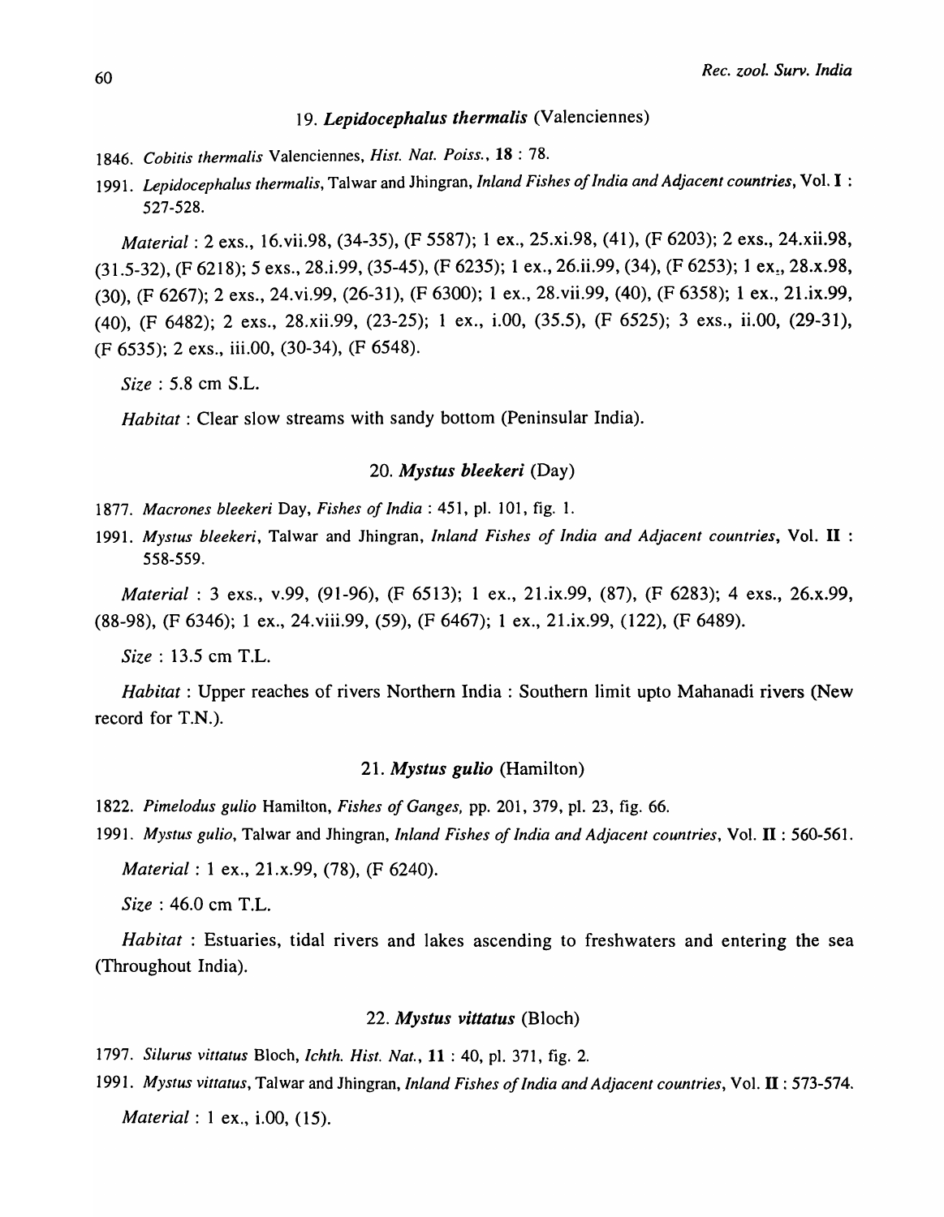### 19. *Lepidocephalus thermalis* (Valenciennes)

1846. *Cobitis thermalis* Valenciennes, *Hist. Nat. Poiss.*, **18** : 78.

1991. *Lepidocephalus thermalis*, Talwar and Jhingran, *Inland Fishes of India and Adjacent countries*, Vol. **I** : 527-528.

*Material* : 2 exs., 16.vii.98, (34-35), (F 5587); 1 ex., 25.xi.98, (41), (F 6203); 2 exs., 24.xii.98, (31.5-32), (F 6218); 5 exs., 28.i.99, (35-45), (F 6235); 1 ex., 26.ii.99, (34), (F 6253); 1 ex., 28.x.98, (30), (F 6267); 2 exs., 24.vi.99, (26-31), (F 6300); 1 ex., 28.vii.99, (40), (F 6358); 1 ex., 21.ix.99, (40), (F 6482); 2 exs., 28.xii.99, (23-25); 1 ex., i.00, (35.5), (F 6525); 3 exs., ii.00, (29-31), (F 6535); 2 exs., iii.00, (30-34), (F 6548).

*Size* : 5.8 cm S.L.

*Habitat* : Clear slow streams with sandy bottom (Peninsular India).

### 20. *Mystus bleekeri* (Day)

1877. *Macrones bleekeri* Day, *Fishes of India* : 451, pl. 101, fig. 1.

1991. *Mystus bleekeri*, Talwar and Jhingran, *Inland Fishes of India and Adjacent countries*, Vol. **II** : 558-559.

*Material* : 3 exs., v.99, (91-96), (F 6513); 1 ex., 21.ix.99, (87), (F 6283); 4 exs., 26.x.99, (88-98), (F 6346); 1 ex., 24.viii.99, (59), (F 6467); 1 ex., 21.ix.99, (122), (F 6489).

*Size* : 13.5 cm T.L.

*Habitat* : Upper reaches of rivers Northern India : Southern limit upto Mahanadi rivers (New record for T.N.).

### 21. *Mystus gulio* (Hamilton)

1822. *Pimelodus gulio* Hamilton, *Fishes of Ganges,* pp. 201, 379, pl. 23, fig. 66.

1991. *Mystus gulio*, Talwar and Jhingran, *Inland Fishes of India and Adjacent countries*, Vol. **II** : 560-561.

*Material* : 1 ex., 21.x.99, (78), (F 6240).

*Size* : 46.0 cm T.L.

*Habitat* : Estuaries, tidal rivers and lakes ascending to freshwaters and entering the sea (Throughout India).

### 22. *Mystus vittatus* (Bloch)

1797. *Silurus vittatus* Bloch, *Ichth. Hist. Nat.*, **11** : 40, pl. 371, fig. 2.

1991. *Mystus vittatus*, Talwar and Jhingran, *Inland Fishes of India and Adjacent countries*, Vol. **II** : 573-574.

*Material* : 1 ex., i.00, (15).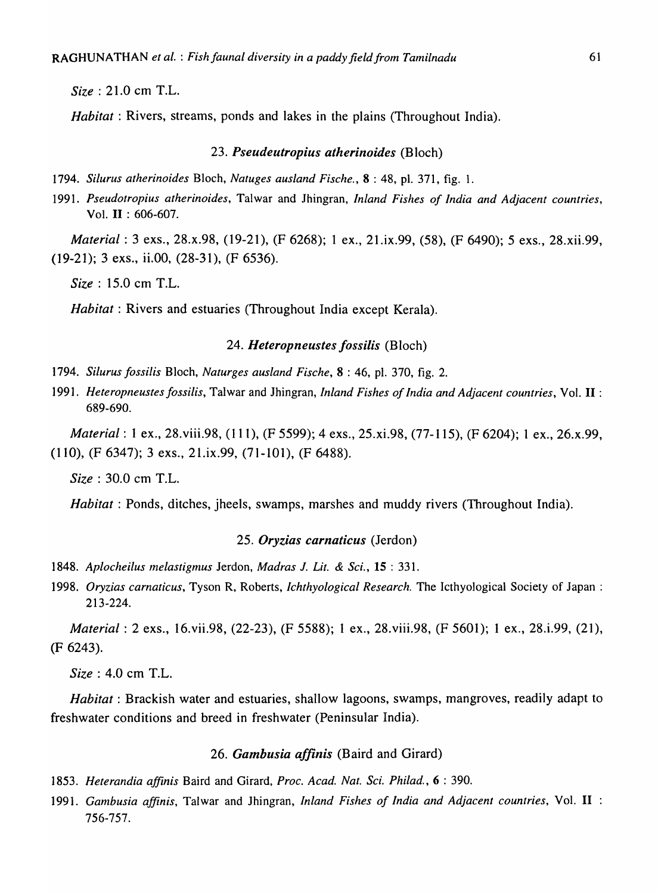*Size* : 21.0 cm T.L.

*Habitat* : Rivers, streams, ponds and lakes in the plains (Throughout India).

### 23. *Pseudeutropius atherinoides* (Bloch)

1794. *Silurus atherinoides* Bloch, *Natuges ausland Fische.*, **8** : 48, pl. 371, fig. 1.

1991. *Pseudotropius atherinoides*, Talwar and Jhingran, *Inland Fishes of India and Adjacent countries*, Vol. **II** : 606-607.

*Material* : 3 exs., 28.x.98, (19-21), (F 6268); 1 ex., 21.ix.99, (58), (F 6490); 5 exs., 28.xii.99, (19-21); 3 exs., ii.00, (28-31), (F 6536).

*Size* : 15.0 cm T.L.

*Habitat* : Rivers and estuaries (Throughout India except Kerala).

### 24. *Heteropneustes fossilis* (Bloch)

1794. *Silurus fossilis* Bloch, *Naturges ausland Fische*, **8** : 46, pl. 370, fig. 2.

1991. *Heteropneustes fossilis*, Talwar and Jhingran, *Inland Fishes of India and Adjacent countries*, Vol. **II** : 689-690.

*Material* : 1 ex., 28.viii.98, (111), (F 5599); 4 exs., 25.xi.98, (77-115), (F 6204); 1 ex., 26.x.99, (110), (F 6347); 3 exs., 21.ix.99, (71-101), (F 6488).

*Size* : 30.0 cm T.L.

*Habitat* : Ponds, ditches, jheels, swamps, marshes and muddy rivers (Throughout India).

### 25. *Oryzias carnaticus* (Jerdon)

1848. *Aplocheilus melastigmus* Jerdon, *Madras J. Lit. & Sci.*, **15** : 331.

1998. *Oryzias carnaticus*, Tyson R, Roberts, *Ichthyological Research.* The Icthyological Society of Japan : 213-224.

*Material* : 2 exs., 16.vii.98, (22-23), (F 5588); 1 ex., 28.viii.98, (F 5601); 1 ex., 28.i.99, (21), (F 6243).

*Size* : 4.0 cm T.L.

*Habitat* : Brackish water and estuaries, shallow lagoons, swamps, mangroves, readily adapt to freshwater conditions and breed in freshwater (Peninsular India).

### 26. *Gambusia affinis* (Baird and Girard)

1853. *Heterandia affinis* Baird and Girard, *Proc. Acad. Nat. Sci. Philad.*, **6** : 390.

1991. *Gambusia affinis*, Talwar and Jhingran, *Inland Fishes of India and Adjacent countries*, Vol. **II** : 756-757.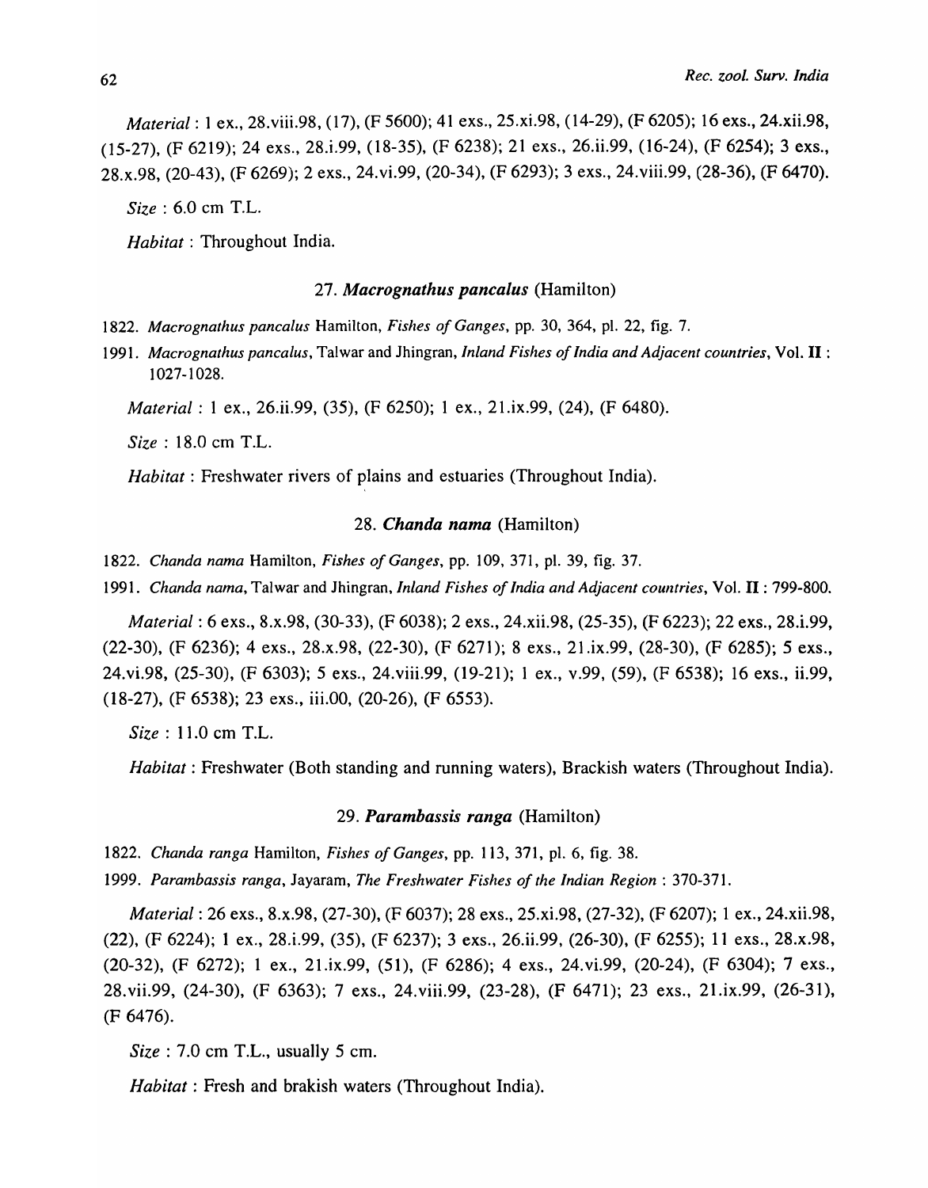*Material* : 1 ex., 28.viii.98, (17), (F 5600); 41 exs., 25.xi.98, (14-29), (F 6205); 16 exs., 24.xii.98, (15-27), (F 6219); 24 exs., 28.i.99, (18-35), (F 6238); 21 exs., 26.ii.99, (16-24), (F 6254); 3 exs., 28.x.98, (20-43), (F 6269); 2 exs., 24.vi.99, (20-34), (F 6293); 3 exs., 24.viii.99, (28-36), (F 6470).

*Size* : 6.0 cm T.L.

*Habitat* : Throughout India.

### 27. ***Macrognathus pancalus*** (Hamilton)

1822. *Macrognathus pancalus* Hamilton, *Fishes of Ganges*, pp. 30, 364, pl. 22, fig. 7.

1991. *Macrognathus pancalus*, Talwar and Jhingran, *Inland Fishes of India and Adjacent countries*, Vol. **II** : 1027-1028.

*Material* : 1 ex., 26.ii.99, (35), (F 6250); 1 ex., 21.ix.99, (24), (F 6480).

*Size* : 18.0 cm T.L.

*Habitat* : Freshwater rivers of plains and estuaries (Throughout India).

### 28. ***Chanda nama*** (Hamilton)

1822. *Chanda nama* Hamilton, *Fishes of Ganges*, pp. 109, 371, pl. 39, fig. 37.

1991. *Chanda nama*, Talwar and Jhingran, *Inland Fishes of India and Adjacent countries*, Vol. **II** : 799-800.

*Material* : 6 exs., 8.x.98, (30-33), (F 6038); 2 exs., 24.xii.98, (25-35), (F 6223); 22 exs., 28.i.99, (22-30), (F 6236); 4 exs., 28.x.98, (22-30), (F 6271); 8 exs., 21.ix.99, (28-30), (F 6285); 5 exs., 24.vi.98, (25-30), (F 6303); 5 exs., 24.viii.99, (19-21); 1 ex., v.99, (59), (F 6538); 16 exs., ii.99, (18-27), (F 6538); 23 exs., iii.00, (20-26), (F 6553).

*Size* : 11.0 cm T.L.

*Habitat* : Freshwater (Both standing and running waters), Brackish waters (Throughout India).

### 29. ***Parambassis ranga*** (Hamilton)

1822. *Chanda ranga* Hamilton, *Fishes of Ganges*, pp. 113, 371, pl. 6, fig. 38.

1999. *Parambassis ranga*, Jayaram, *The Freshwater Fishes of the Indian Region* : 370-371.

*Material* : 26 exs., 8.x.98, (27-30), (F 6037); 28 exs., 25.xi.98, (27-32), (F 6207); 1 ex., 24.xii.98, (22), (F 6224); 1 ex., 28.i.99, (35), (F 6237); 3 exs., 26.ii.99, (26-30), (F 6255); 11 exs., 28.x.98, (20-32), (F 6272); 1 ex., 21.ix.99, (51), (F 6286); 4 exs., 24.vi.99, (20-24), (F 6304); 7 exs., 28.vii.99, (24-30), (F 6363); 7 exs., 24.viii.99, (23-28), (F 6471); 23 exs., 21.ix.99, (26-31), (F 6476).

*Size* : 7.0 cm T.L., usually 5 cm.

*Habitat* : Fresh and brakish waters (Throughout India).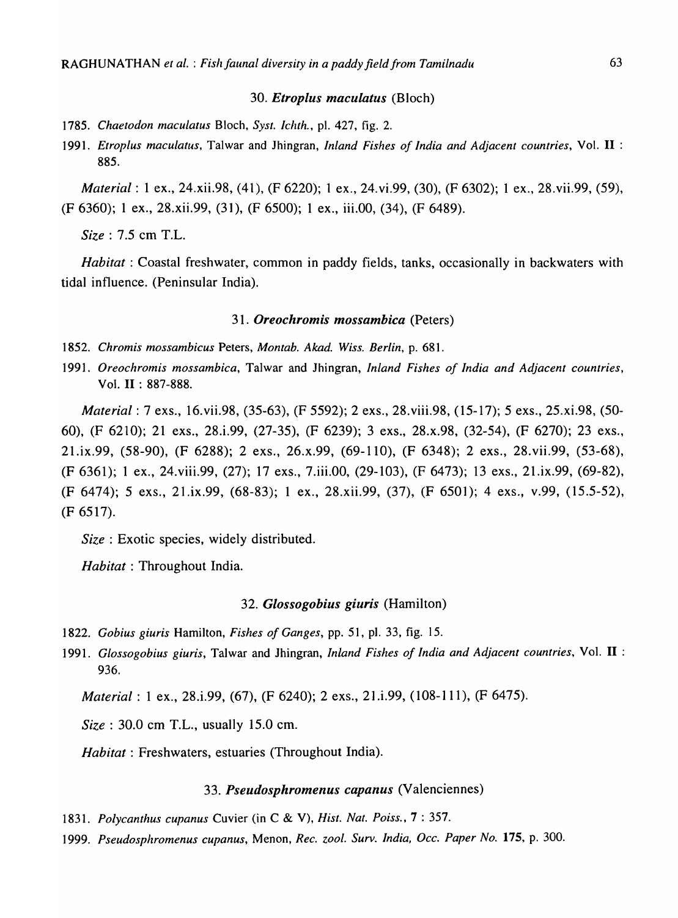### 30. ***Etroplus maculatus*** (Bloch)

1785. *Chaetodon maculatus* Bloch, *Syst. Ichth.*, pl. 427, fig. 2.

1991. *Etroplus maculatus*, Talwar and Jhingran, *Inland Fishes of India and Adjacent countries*, Vol. **II** : 885.

*Material* : 1 ex., 24.xii.98, (41), (F 6220); 1 ex., 24.vi.99, (30), (F 6302); 1 ex., 28.vii.99, (59), (F 6360); 1 ex., 28.xii.99, (31), (F 6500); 1 ex., iii.00, (34), (F 6489).

*Size* : 7.5 cm T.L.

*Habitat* : Coastal freshwater, common in paddy fields, tanks, occasionally in backwaters with tidal influence. (Peninsular India).

### 31. ***Oreochromis mossambica*** (Peters)

1852. *Chromis mossambicus* Peters, *Montab. Akad. Wiss. Berlin*, p. 681.

1991. *Oreochromis mossambica*, Talwar and Jhingran, *Inland Fishes of India and Adjacent countries*, Vol. **II** : 887-888.

*Material* : 7 exs., 16.vii.98, (35-63), (F 5592); 2 exs., 28.viii.98, (15-17); 5 exs., 25.xi.98, (50-60), (F 6210); 21 exs., 28.i.99, (27-35), (F 6239); 3 exs., 28.x.98, (32-54), (F 6270); 23 exs., 21.ix.99, (58-90), (F 6288); 2 exs., 26.x.99, (69-110), (F 6348); 2 exs., 28.vii.99, (53-68), (F 6361); 1 ex., 24.viii.99, (27); 17 exs., 7.iii.00, (29-103), (F 6473); 13 exs., 21.ix.99, (69-82), (F 6474); 5 exs., 21.ix.99, (68-83); 1 ex., 28.xii.99, (37), (F 6501); 4 exs., v.99, (15.5-52), (F 6517).

*Size* : Exotic species, widely distributed.

*Habitat* : Throughout India.

### 32. ***Glossogobius giuris*** (Hamilton)

1822. *Gobius giuris* Hamilton, *Fishes of Ganges*, pp. 51, pl. 33, fig. 15.

1991. *Glossogobius giuris*, Talwar and Jhingran, *Inland Fishes of India and Adjacent countries*, Vol. **II** : 936.

*Material* : 1 ex., 28.i.99, (67), (F 6240); 2 exs., 21.i.99, (108-111), (F 6475).

*Size* : 30.0 cm T.L., usually 15.0 cm.

*Habitat* : Freshwaters, estuaries (Throughout India).

### 33. ***Pseudosphromenus capanus*** (Valenciennes)

1831. *Polycanthus cupanus* Cuvier (in C & V), *Hist. Nat. Poiss.*, **7** : 357.

1999. *Pseudosphromenus cupanus*, Menon, *Rec. zool. Surv. India, Occ. Paper No.* **175**, p. 300.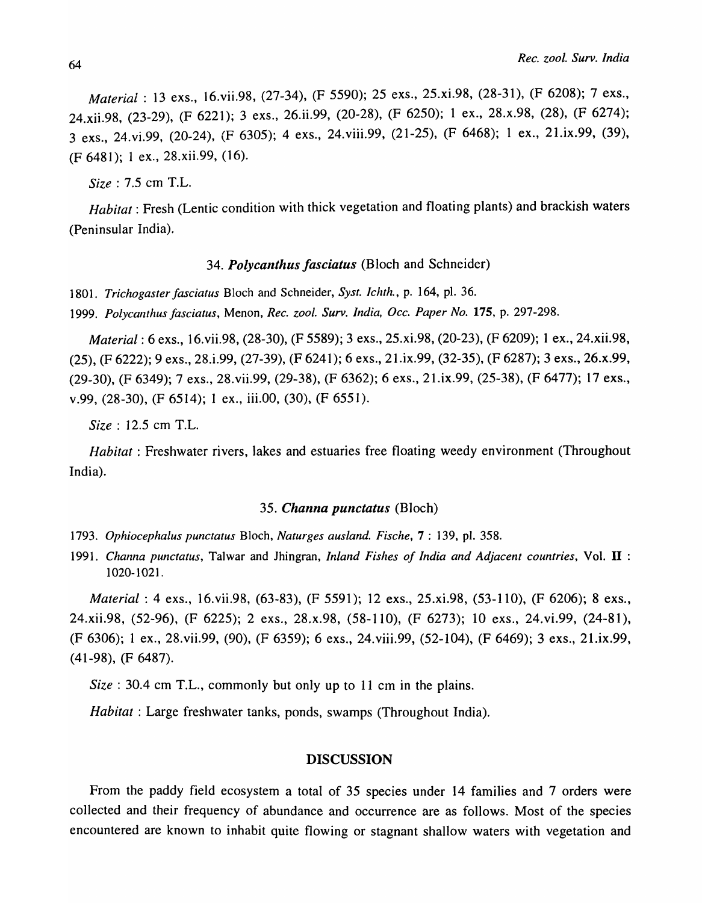*Material* : 13 exs., 16.vii.98, (27-34), (F 5590); 25 exs., 25.xi.98, (28-31), (F 6208); 7 exs., 24.xii.98, (23-29), (F 6221); 3 exs., 26.ii.99, (20-28), (F 6250); 1 ex., 28.x.98, (28), (F 6274); 3 exs., 24.vi.99, (20-24), (F 6305); 4 exs., 24.viii.99, (21-25), (F 6468); 1 ex., 21.ix.99, (39), (F 6481); 1 ex., 28.xii.99, (16).

*Size* : 7.5 cm T.L.

*Habitat* : Fresh (Lentic condition with thick vegetation and floating plants) and brackish waters (Peninsular India).

### 34. *Polycanthus fasciatus* (Bloch and Schneider)

1801. *Trichogaster fasciatus* Bloch and Schneider, *Syst. Ichth.*, p. 164, pl. 36.

1999. *Polycanthus fasciatus*, Menon, *Rec. zool. Surv. India, Occ. Paper No.* **175**, p. 297-298.

*Material* : 6 exs., 16.vii.98, (28-30), (F 5589); 3 exs., 25.xi.98, (20-23), (F 6209); 1 ex., 24.xii.98, (25), (F 6222); 9 exs., 28.i.99, (27-39), (F 6241); 6 exs., 21.ix.99, (32-35), (F 6287); 3 exs., 26.x.99, (29-30), (F 6349); 7 exs., 28.vii.99, (29-38), (F 6362); 6 exs., 21.ix.99, (25-38), (F 6477); 17 exs., v.99, (28-30), (F 6514); 1 ex., iii.00, (30), (F 6551).

*Size* : 12.5 cm T.L.

*Habitat* : Freshwater rivers, lakes and estuaries free floating weedy environment (Throughout India).

### 35. *Channa punctatus* (Bloch)

1793. *Ophiocephalus punctatus* Bloch, *Naturges ausland. Fische*, **7** : 139, pl. 358.

1991. *Channa punctatus*, Talwar and Jhingran, *Inland Fishes of India and Adjacent countries*, Vol. **II** : 1020-1021.

*Material* : 4 exs., 16.vii.98, (63-83), (F 5591); 12 exs., 25.xi.98, (53-110), (F 6206); 8 exs., 24.xii.98, (52-96), (F 6225); 2 exs., 28.x.98, (58-110), (F 6273); 10 exs., 24.vi.99, (24-81), (F 6306); 1 ex., 28.vii.99, (90), (F 6359); 6 exs., 24.viii.99, (52-104), (F 6469); 3 exs., 21.ix.99, (41-98), (F 6487).

*Size* : 30.4 cm T.L., commonly but only up to 11 cm in the plains.

*Habitat* : Large freshwater tanks, ponds, swamps (Throughout India).

## DISCUSSION

From the paddy field ecosystem a total of 35 species under 14 families and 7 orders were collected and their frequency of abundance and occurrence are as follows. Most of the species encountered are known to inhabit quite flowing or stagnant shallow waters with vegetation and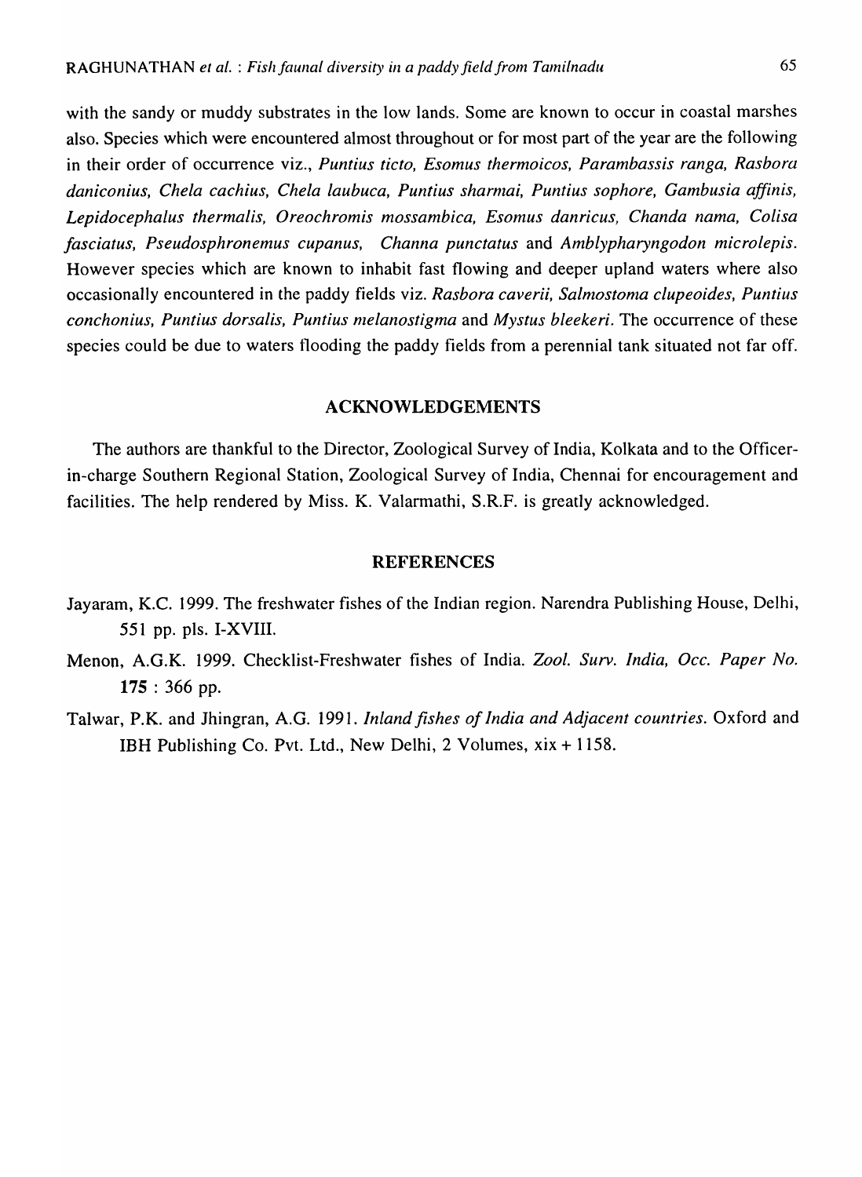with the sandy or muddy substrates in the low lands. Some are known to occur in coastal marshes also. Species which were encountered almost throughout or for most part of the year are the following in their order of occurrence viz., *Puntius ticto, Esomus thermoicos, Parambassis ranga, Rasbora daniconius, Chela cachius, Chela laubuca, Puntius sharmai, Puntius sophore, Gambusia affinis, Lepidocephalus thermalis, Oreochromis mossambica, Esomus danricus, Chanda nama, Colisa fasciatus, Pseudosphronemus cupanus, Channa punctatus* and *Amblypharyngodon microlepis*. However species which are known to inhabit fast flowing and deeper upland waters where also occasionally encountered in the paddy fields viz. *Rasbora caverii, Salmostoma clupeoides, Puntius conchonius, Puntius dorsalis, Puntius melanostigma* and *Mystus bleekeri*. The occurrence of these species could be due to waters flooding the paddy fields from a perennial tank situated not far off.

## ACKNOWLEDGEMENTS

The authors are thankful to the Director, Zoological Survey of India, Kolkata and to the Officer-in-charge Southern Regional Station, Zoological Survey of India, Chennai for encouragement and facilities. The help rendered by Miss. K. Valarmathi, S.R.F. is greatly acknowledged.

## REFERENCES

Jayaram, K.C. 1999. The freshwater fishes of the Indian region. Narendra Publishing House, Delhi, 551 pp. pls. I-XVIII.

Menon, A.G.K. 1999. Checklist-Freshwater fishes of India. *Zool. Surv. India, Occ. Paper No.* **175** : 366 pp.

Talwar, P.K. and Jhingran, A.G. 1991. *Inland fishes of India and Adjacent countries*. Oxford and IBH Publishing Co. Pvt. Ltd., New Delhi, 2 Volumes, xix + 1158.